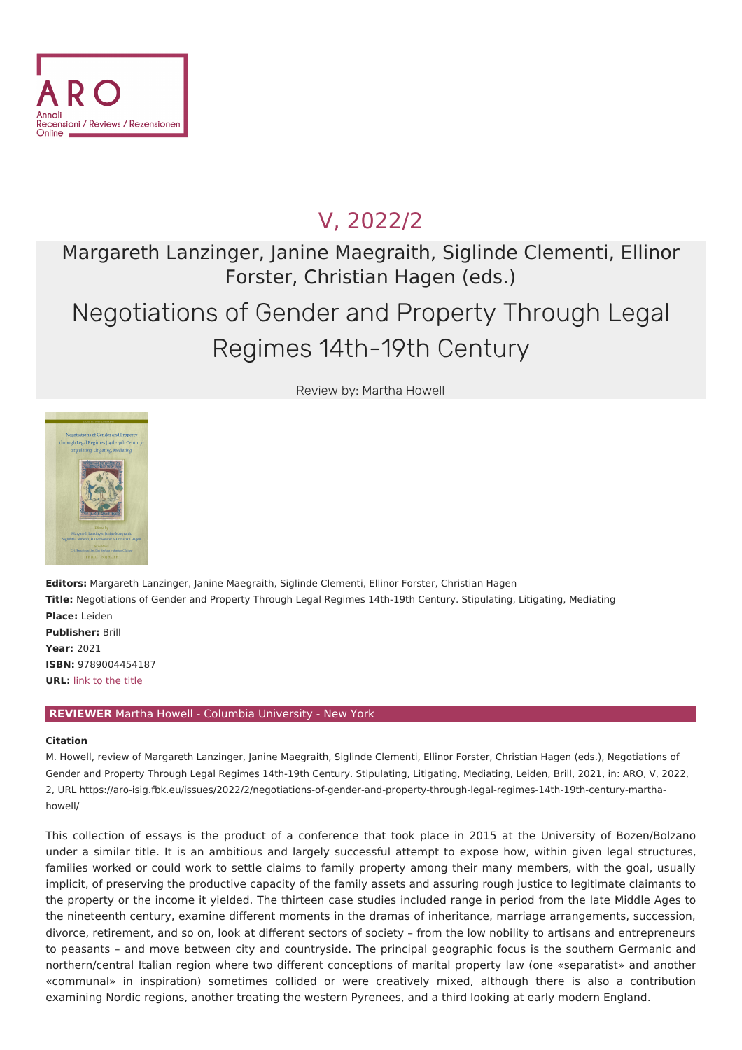ARO
Annali
Recensioni / Reviews / Rezensionen
Online

## V, 2022/2

Margareth Lanzinger, Janine Maegraith, Siglinde Clementi, Ellinor Forster, Christian Hagen (eds.)

# Negotiations of Gender and Property Through Legal Regimes 14th-19th Century

Review by: Martha Howell

**Editors:** Margareth Lanzinger, Janine Maegraith, Siglinde Clementi, Ellinor Forster, Christian Hagen
**Title:** Negotiations of Gender and Property Through Legal Regimes 14th-19th Century. Stipulating, Litigating, Mediating
**Place:** Leiden
**Publisher:** Brill
**Year:** 2021
**ISBN:** 9789004454187
**URL:** link to the title

**REVIEWER** Martha Howell - Columbia University - New York

**Citation**

M. Howell, review of Margareth Lanzinger, Janine Maegraith, Siglinde Clementi, Ellinor Forster, Christian Hagen (eds.), Negotiations of Gender and Property Through Legal Regimes 14th-19th Century. Stipulating, Litigating, Mediating, Leiden, Brill, 2021, in: ARO, V, 2022, 2, URL https://aro-isig.fbk.eu/issues/2022/2/negotiations-of-gender-and-property-through-legal-regimes-14th-19th-century-martha-howell/

This collection of essays is the product of a conference that took place in 2015 at the University of Bozen/Bolzano under a similar title. It is an ambitious and largely successful attempt to expose how, within given legal structures, families worked or could work to settle claims to family property among their many members, with the goal, usually implicit, of preserving the productive capacity of the family assets and assuring rough justice to legitimate claimants to the property or the income it yielded. The thirteen case studies included range in period from the late Middle Ages to the nineteenth century, examine different moments in the dramas of inheritance, marriage arrangements, succession, divorce, retirement, and so on, look at different sectors of society – from the low nobility to artisans and entrepreneurs to peasants – and move between city and countryside. The principal geographic focus is the southern Germanic and northern/central Italian region where two different conceptions of marital property law (one «separatist» and another «communal» in inspiration) sometimes collided or were creatively mixed, although there is also a contribution examining Nordic regions, another treating the western Pyrenees, and a third looking at early modern England.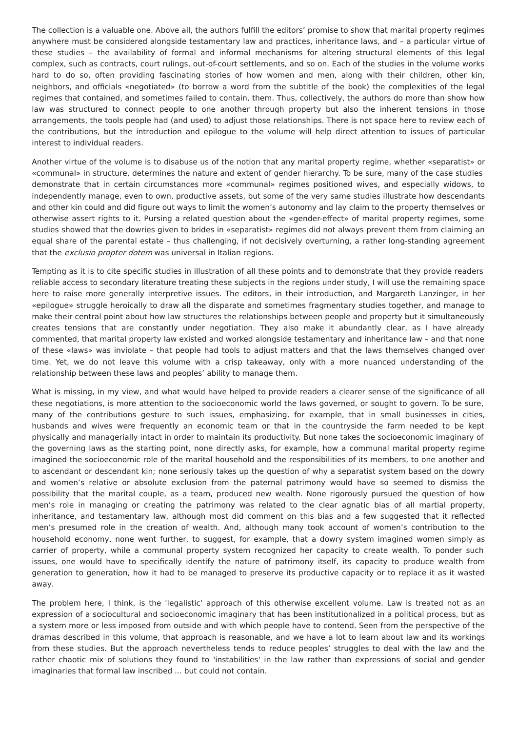The collection is a valuable one. Above all, the authors fulfill the editors' promise to show that marital property regimes anywhere must be considered alongside testamentary law and practices, inheritance laws, and – a particular virtue of these studies – the availability of formal and informal mechanisms for altering structural elements of this legal complex, such as contracts, court rulings, out-of-court settlements, and so on. Each of the studies in the volume works hard to do so, often providing fascinating stories of how women and men, along with their children, other kin, neighbors, and officials «negotiated» (to borrow a word from the subtitle of the book) the complexities of the legal regimes that contained, and sometimes failed to contain, them. Thus, collectively, the authors do more than show how law was structured to connect people to one another through property but also the inherent tensions in those arrangements, the tools people had (and used) to adjust those relationships. There is not space here to review each of the contributions, but the introduction and epilogue to the volume will help direct attention to issues of particular interest to individual readers.

Another virtue of the volume is to disabuse us of the notion that any marital property regime, whether «separatist» or «communal» in structure, determines the nature and extent of gender hierarchy. To be sure, many of the case studies demonstrate that in certain circumstances more «communal» regimes positioned wives, and especially widows, to independently manage, even to own, productive assets, but some of the very same studies illustrate how descendants and other kin could and did figure out ways to limit the women's autonomy and lay claim to the property themselves or otherwise assert rights to it. Pursing a related question about the «gender-effect» of marital property regimes, some studies showed that the dowries given to brides in «separatist» regimes did not always prevent them from claiming an equal share of the parental estate – thus challenging, if not decisively overturning, a rather long-standing agreement that the *exclusio propter dotem* was universal in Italian regions.

Tempting as it is to cite specific studies in illustration of all these points and to demonstrate that they provide readers reliable access to secondary literature treating these subjects in the regions under study, I will use the remaining space here to raise more generally interpretive issues. The editors, in their introduction, and Margareth Lanzinger, in her «epilogue» struggle heroically to draw all the disparate and sometimes fragmentary studies together, and manage to make their central point about how law structures the relationships between people and property but it simultaneously creates tensions that are constantly under negotiation. They also make it abundantly clear, as I have already commented, that marital property law existed and worked alongside testamentary and inheritance law – and that none of these «laws» was inviolate – that people had tools to adjust matters and that the laws themselves changed over time. Yet, we do not leave this volume with a crisp takeaway, only with a more nuanced understanding of the relationship between these laws and peoples' ability to manage them.

What is missing, in my view, and what would have helped to provide readers a clearer sense of the significance of all these negotiations, is more attention to the socioeconomic world the laws governed, or sought to govern. To be sure, many of the contributions gesture to such issues, emphasizing, for example, that in small businesses in cities, husbands and wives were frequently an economic team or that in the countryside the farm needed to be kept physically and managerially intact in order to maintain its productivity. But none takes the socioeconomic imaginary of the governing laws as the starting point, none directly asks, for example, how a communal marital property regime imagined the socioeconomic role of the marital household and the responsibilities of its members, to one another and to ascendant or descendant kin; none seriously takes up the question of why a separatist system based on the dowry and women's relative or absolute exclusion from the paternal patrimony would have so seemed to dismiss the possibility that the marital couple, as a team, produced new wealth. None rigorously pursued the question of how men's role in managing or creating the patrimony was related to the clear agnatic bias of all martial property, inheritance, and testamentary law, although most did comment on this bias and a few suggested that it reflected men's presumed role in the creation of wealth. And, although many took account of women's contribution to the household economy, none went further, to suggest, for example, that a dowry system imagined women simply as carrier of property, while a communal property system recognized her capacity to create wealth. To ponder such issues, one would have to specifically identify the nature of patrimony itself, its capacity to produce wealth from generation to generation, how it had to be managed to preserve its productive capacity or to replace it as it wasted away.

The problem here, I think, is the 'legalistic' approach of this otherwise excellent volume. Law is treated not as an expression of a sociocultural and socioeconomic imaginary that has been institutionalized in a political process, but as a system more or less imposed from outside and with which people have to contend. Seen from the perspective of the dramas described in this volume, that approach is reasonable, and we have a lot to learn about law and its workings from these studies. But the approach nevertheless tends to reduce peoples' struggles to deal with the law and the rather chaotic mix of solutions they found to 'instabilities' in the law rather than expressions of social and gender imaginaries that formal law inscribed ... but could not contain.